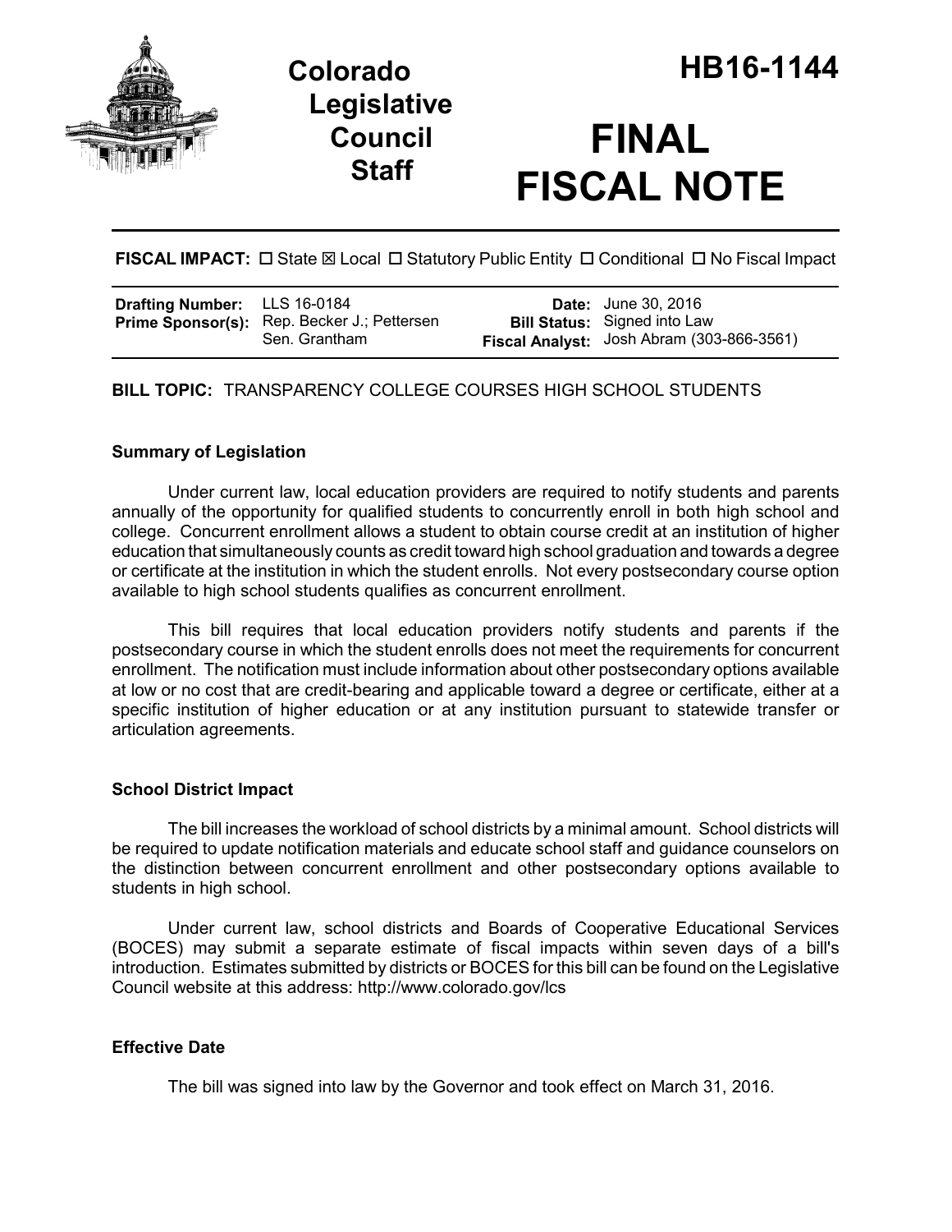# Colorado Legislative Council Staff

# HB16-1144

# FINAL FISCAL NOTE

**FISCAL IMPACT:** ☐ State ☒ Local ☐ Statutory Public Entity ☐ Conditional ☐ No Fiscal Impact

| | | | |
|---|---|---|---|
| **Drafting Number:** | LLS 16-0184 | **Date:** | June 30, 2016 |
| **Prime Sponsor(s):** | Rep. Becker J.; Pettersen<br>Sen. Grantham | **Bill Status:** | Signed into Law |
| | | **Fiscal Analyst:** | Josh Abram (303-866-3561) |

**BILL TOPIC:** TRANSPARENCY COLLEGE COURSES HIGH SCHOOL STUDENTS

### Summary of Legislation

Under current law, local education providers are required to notify students and parents annually of the opportunity for qualified students to concurrently enroll in both high school and college. Concurrent enrollment allows a student to obtain course credit at an institution of higher education that simultaneously counts as credit toward high school graduation and towards a degree or certificate at the institution in which the student enrolls. Not every postsecondary course option available to high school students qualifies as concurrent enrollment.

This bill requires that local education providers notify students and parents if the postsecondary course in which the student enrolls does not meet the requirements for concurrent enrollment. The notification must include information about other postsecondary options available at low or no cost that are credit-bearing and applicable toward a degree or certificate, either at a specific institution of higher education or at any institution pursuant to statewide transfer or articulation agreements.

### School District Impact

The bill increases the workload of school districts by a minimal amount. School districts will be required to update notification materials and educate school staff and guidance counselors on the distinction between concurrent enrollment and other postsecondary options available to students in high school.

Under current law, school districts and Boards of Cooperative Educational Services (BOCES) may submit a separate estimate of fiscal impacts within seven days of a bill's introduction. Estimates submitted by districts or BOCES for this bill can be found on the Legislative Council website at this address: http://www.colorado.gov/lcs

### Effective Date

The bill was signed into law by the Governor and took effect on March 31, 2016.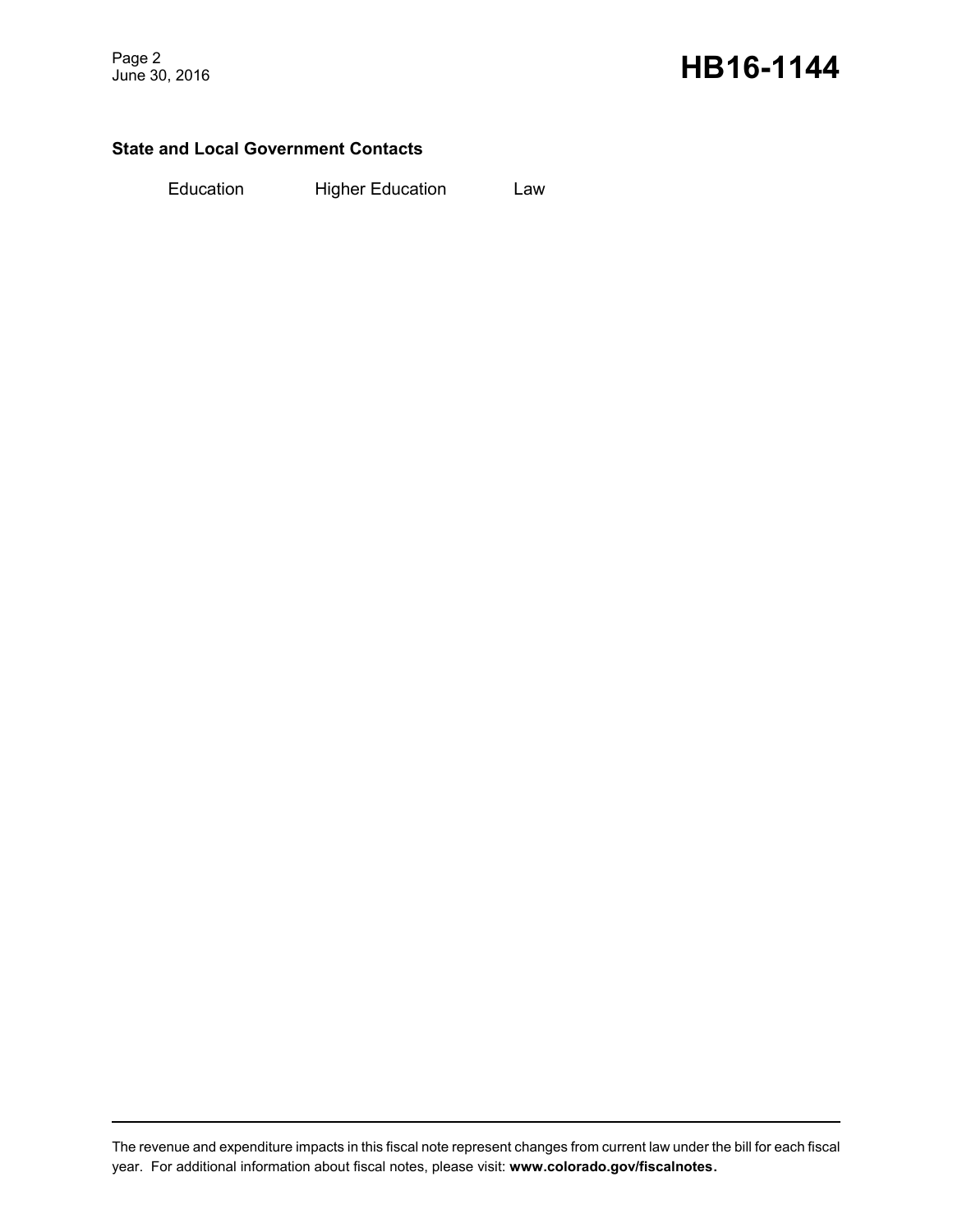**State and Local Government Contacts**

Education Higher Education Law

The revenue and expenditure impacts in this fiscal note represent changes from current law under the bill for each fiscal year. For additional information about fiscal notes, please visit: **www.colorado.gov/fiscalnotes.**